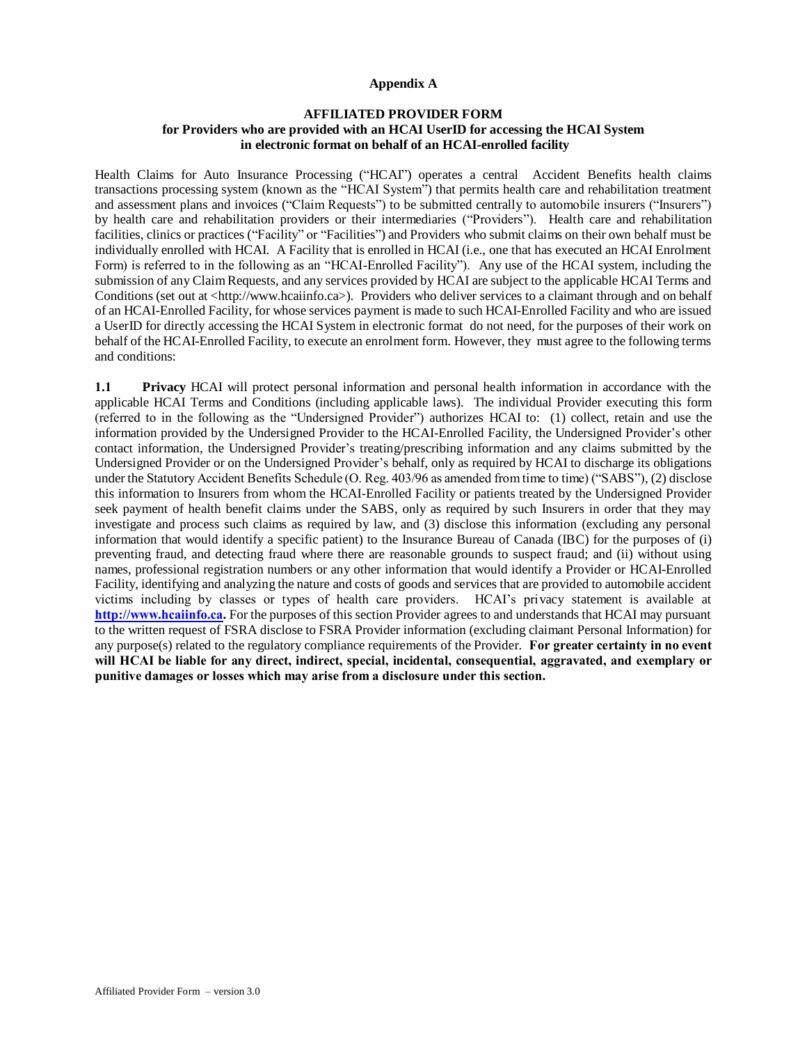**Appendix A**

**AFFILIATED PROVIDER FORM**
**for Providers who are provided with an HCAI UserID for accessing the HCAI System in electronic format on behalf of an HCAI-enrolled facility**

Health Claims for Auto Insurance Processing ("HCAI") operates a central Accident Benefits health claims transactions processing system (known as the "HCAI System") that permits health care and rehabilitation treatment and assessment plans and invoices ("Claim Requests") to be submitted centrally to automobile insurers ("Insurers") by health care and rehabilitation providers or their intermediaries ("Providers"). Health care and rehabilitation facilities, clinics or practices ("Facility" or "Facilities") and Providers who submit claims on their own behalf must be individually enrolled with HCAI. A Facility that is enrolled in HCAI (i.e., one that has executed an HCAI Enrolment Form) is referred to in the following as an "HCAI-Enrolled Facility"). Any use of the HCAI system, including the submission of any Claim Requests, and any services provided by HCAI are subject to the applicable HCAI Terms and Conditions (set out at <http://www.hcaiinfo.ca>). Providers who deliver services to a claimant through and on behalf of an HCAI-Enrolled Facility, for whose services payment is made to such HCAI-Enrolled Facility and who are issued a UserID for directly accessing the HCAI System in electronic format do not need, for the purposes of their work on behalf of the HCAI-Enrolled Facility, to execute an enrolment form. However, they must agree to the following terms and conditions:

**1.1 Privacy** HCAI will protect personal information and personal health information in accordance with the applicable HCAI Terms and Conditions (including applicable laws). The individual Provider executing this form (referred to in the following as the "Undersigned Provider") authorizes HCAI to: (1) collect, retain and use the information provided by the Undersigned Provider to the HCAI-Enrolled Facility, the Undersigned Provider's other contact information, the Undersigned Provider's treating/prescribing information and any claims submitted by the Undersigned Provider or on the Undersigned Provider's behalf, only as required by HCAI to discharge its obligations under the Statutory Accident Benefits Schedule (O. Reg. 403/96 as amended from time to time) ("SABS"), (2) disclose this information to Insurers from whom the HCAI-Enrolled Facility or patients treated by the Undersigned Provider seek payment of health benefit claims under the SABS, only as required by such Insurers in order that they may investigate and process such claims as required by law, and (3) disclose this information (excluding any personal information that would identify a specific patient) to the Insurance Bureau of Canada (IBC) for the purposes of (i) preventing fraud, and detecting fraud where there are reasonable grounds to suspect fraud; and (ii) without using names, professional registration numbers or any other information that would identify a Provider or HCAI-Enrolled Facility, identifying and analyzing the nature and costs of goods and services that are provided to automobile accident victims including by classes or types of health care providers. HCAI's privacy statement is available at **[http://www.hcaiinfo.ca](http://www.hcaiinfo.ca).** For the purposes of this section Provider agrees to and understands that HCAI may pursuant to the written request of FSRA disclose to FSRA Provider information (excluding claimant Personal Information) for any purpose(s) related to the regulatory compliance requirements of the Provider. **For greater certainty in no event will HCAI be liable for any direct, indirect, special, incidental, consequential, aggravated, and exemplary or punitive damages or losses which may arise from a disclosure under this section.**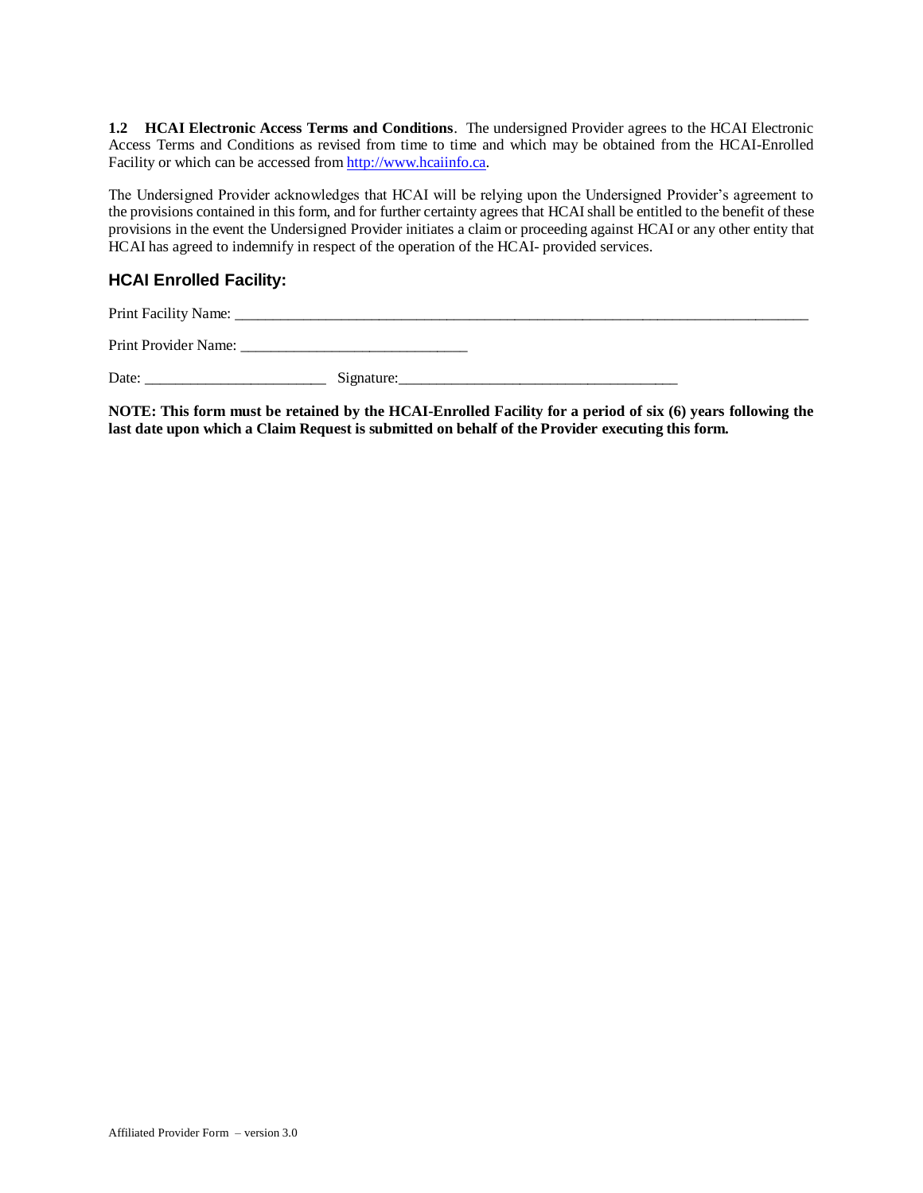**1.2 HCAI Electronic Access Terms and Conditions**. The undersigned Provider agrees to the HCAI Electronic Access Terms and Conditions as revised from time to time and which may be obtained from the HCAI-Enrolled Facility or which can be accessed from http://www.hcaiinfo.ca.

The Undersigned Provider acknowledges that HCAI will be relying upon the Undersigned Provider's agreement to the provisions contained in this form, and for further certainty agrees that HCAI shall be entitled to the benefit of these provisions in the event the Undersigned Provider initiates a claim or proceeding against HCAI or any other entity that HCAI has agreed to indemnify in respect of the operation of the HCAI- provided services.

## HCAI Enrolled Facility:

Print Facility Name: ___________________________________________________________________________

Print Provider Name: ______________________________

Date: ________________________ Signature:_____________________________________

**NOTE: This form must be retained by the HCAI-Enrolled Facility for a period of six (6) years following the last date upon which a Claim Request is submitted on behalf of the Provider executing this form.**

Affiliated Provider Form – version 3.0